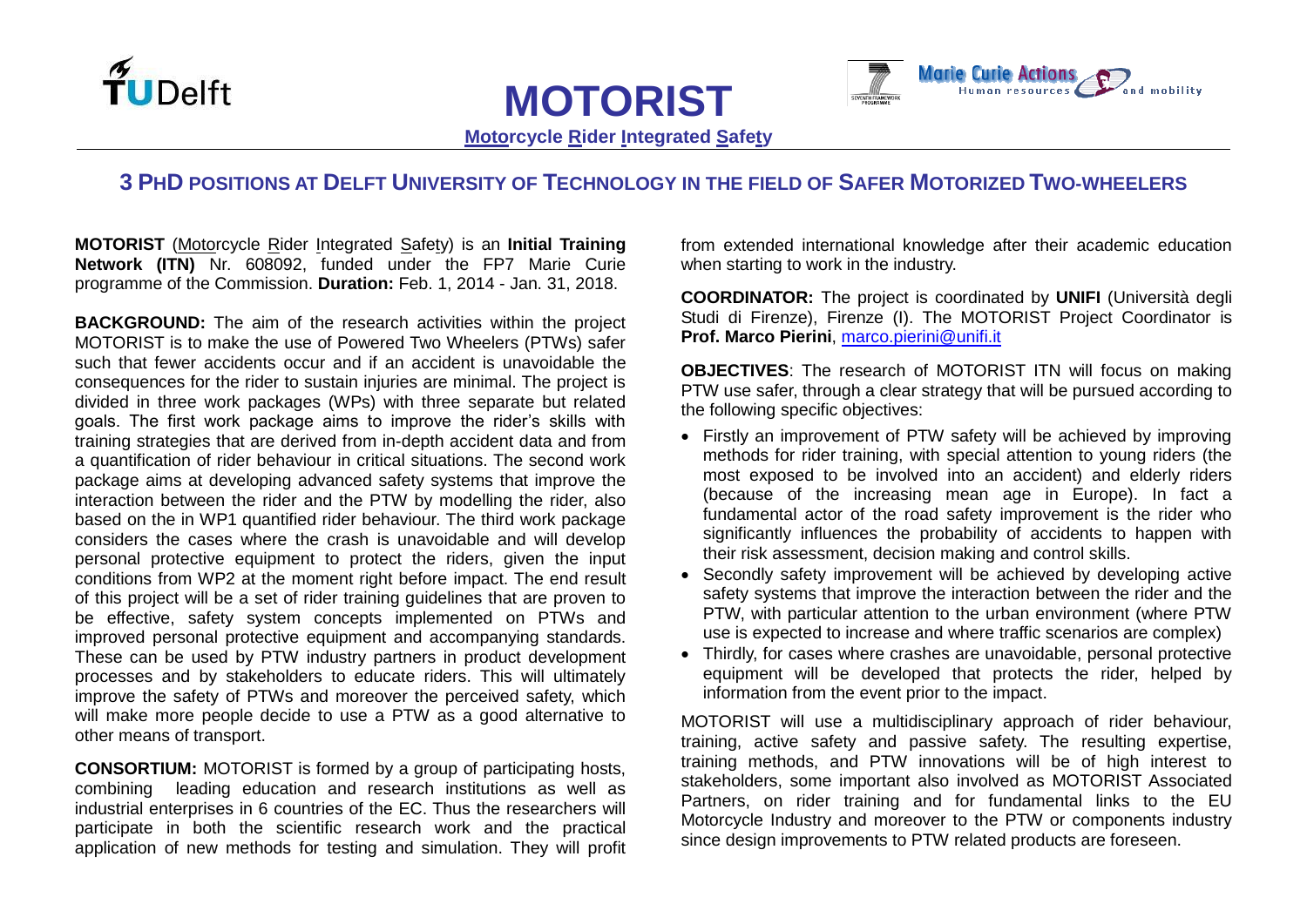# MOTORIST

**Motorcycle Rider Integrated Safety**

## 3 PhD Positions at Delft University of Technology in the Field of Safer Motorized Two-Wheelers

**MOTORIST** (Motorcycle Rider Integrated Safety) is an **Initial Training Network (ITN)** Nr. 608092, funded under the FP7 Marie Curie programme of the Commission. **Duration:** Feb. 1, 2014 - Jan. 31, 2018.

**BACKGROUND:** The aim of the research activities within the project MOTORIST is to make the use of Powered Two Wheelers (PTWs) safer such that fewer accidents occur and if an accident is unavoidable the consequences for the rider to sustain injuries are minimal. The project is divided in three work packages (WPs) with three separate but related goals. The first work package aims to improve the rider's skills with training strategies that are derived from in-depth accident data and from a quantification of rider behaviour in critical situations. The second work package aims at developing advanced safety systems that improve the interaction between the rider and the PTW by modelling the rider, also based on the in WP1 quantified rider behaviour. The third work package considers the cases where the crash is unavoidable and will develop personal protective equipment to protect the riders, given the input conditions from WP2 at the moment right before impact. The end result of this project will be a set of rider training guidelines that are proven to be effective, safety system concepts implemented on PTWs and improved personal protective equipment and accompanying standards. These can be used by PTW industry partners in product development processes and by stakeholders to educate riders. This will ultimately improve the safety of PTWs and moreover the perceived safety, which will make more people decide to use a PTW as a good alternative to other means of transport.

**CONSORTIUM:** MOTORIST is formed by a group of participating hosts, combining leading education and research institutions as well as industrial enterprises in 6 countries of the EC. Thus the researchers will participate in both the scientific research work and the practical application of new methods for testing and simulation. They will profit from extended international knowledge after their academic education when starting to work in the industry.

**COORDINATOR:** The project is coordinated by **UNIFI** (Università degli Studi di Firenze), Firenze (I). The MOTORIST Project Coordinator is **Prof. Marco Pierini**, marco.pierini@unifi.it

**OBJECTIVES**: The research of MOTORIST ITN will focus on making PTW use safer, through a clear strategy that will be pursued according to the following specific objectives:

- Firstly an improvement of PTW safety will be achieved by improving methods for rider training, with special attention to young riders (the most exposed to be involved into an accident) and elderly riders (because of the increasing mean age in Europe). In fact a fundamental actor of the road safety improvement is the rider who significantly influences the probability of accidents to happen with their risk assessment, decision making and control skills.
- Secondly safety improvement will be achieved by developing active safety systems that improve the interaction between the rider and the PTW, with particular attention to the urban environment (where PTW use is expected to increase and where traffic scenarios are complex)
- Thirdly, for cases where crashes are unavoidable, personal protective equipment will be developed that protects the rider, helped by information from the event prior to the impact.

MOTORIST will use a multidisciplinary approach of rider behaviour, training, active safety and passive safety. The resulting expertise, training methods, and PTW innovations will be of high interest to stakeholders, some important also involved as MOTORIST Associated Partners, on rider training and for fundamental links to the EU Motorcycle Industry and moreover to the PTW or components industry since design improvements to PTW related products are foreseen.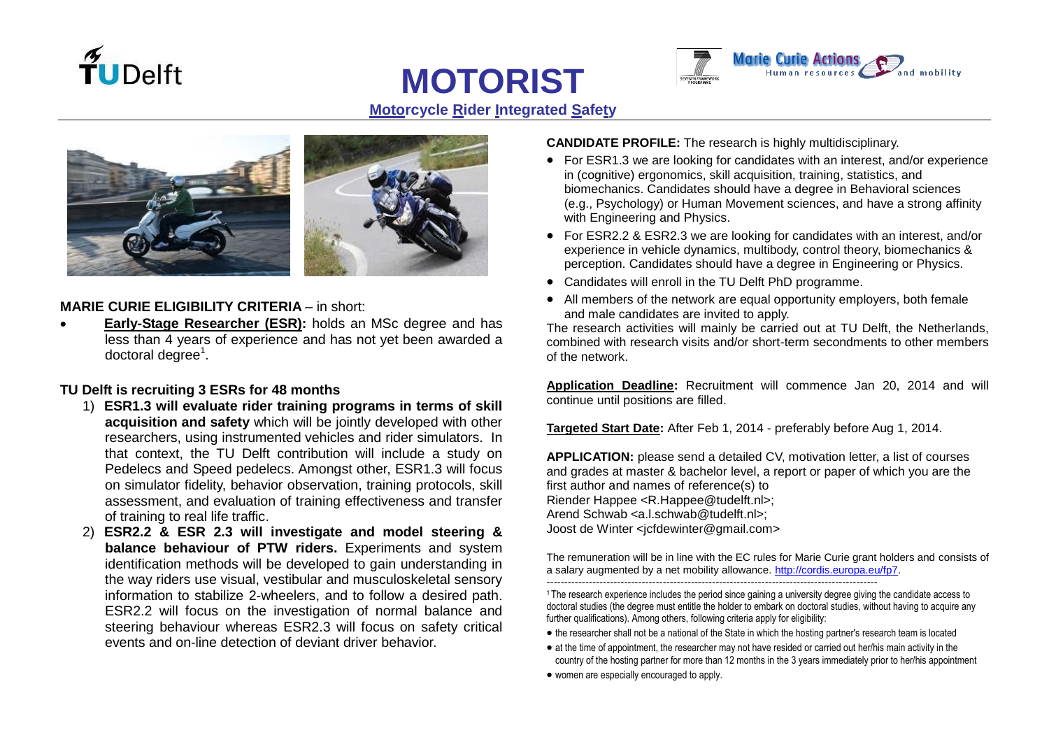# MOTORIST

**Motorcycle Rider Integrated Safety**

**MARIE CURIE ELIGIBILITY CRITERIA** – in short:

- **Early-Stage Researcher (ESR):** holds an MSc degree and has less than 4 years of experience and has not yet been awarded a doctoral degree[1].

**TU Delft is recruiting 3 ESRs for 48 months**

1) **ESR1.3 will evaluate rider training programs in terms of skill acquisition and safety** which will be jointly developed with other researchers, using instrumented vehicles and rider simulators. In that context, the TU Delft contribution will include a study on Pedelecs and Speed pedelecs. Amongst other, ESR1.3 will focus on simulator fidelity, behavior observation, training protocols, skill assessment, and evaluation of training effectiveness and transfer of training to real life traffic.
2) **ESR2.2 & ESR 2.3 will investigate and model steering & balance behaviour of PTW riders.** Experiments and system identification methods will be developed to gain understanding in the way riders use visual, vestibular and musculoskeletal sensory information to stabilize 2-wheelers, and to follow a desired path. ESR2.2 will focus on the investigation of normal balance and steering behaviour whereas ESR2.3 will focus on safety critical events and on-line detection of deviant driver behavior.

**CANDIDATE PROFILE:** The research is highly multidisciplinary.

- For ESR1.3 we are looking for candidates with an interest, and/or experience in (cognitive) ergonomics, skill acquisition, training, statistics, and biomechanics. Candidates should have a degree in Behavioral sciences (e.g., Psychology) or Human Movement sciences, and have a strong affinity with Engineering and Physics.
- For ESR2.2 & ESR2.3 we are looking for candidates with an interest, and/or experience in vehicle dynamics, multibody, control theory, biomechanics & perception. Candidates should have a degree in Engineering or Physics.
- Candidates will enroll in the TU Delft PhD programme.
- All members of the network are equal opportunity employers, both female and male candidates are invited to apply.

The research activities will mainly be carried out at TU Delft, the Netherlands, combined with research visits and/or short-term secondments to other members of the network.

**Application Deadline:** Recruitment will commence Jan 20, 2014 and will continue until positions are filled.

**Targeted Start Date:** After Feb 1, 2014 - preferably before Aug 1, 2014.

**APPLICATION:** please send a detailed CV, motivation letter, a list of courses and grades at master & bachelor level, a report or paper of which you are the first author and names of reference(s) to
Riender Happee <R.Happee@tudelft.nl>;
Arend Schwab <a.l.schwab@tudelft.nl>;
Joost de Winter <jcfdewinter@gmail.com>

The remuneration will be in line with the EC rules for Marie Curie grant holders and consists of a salary augmented by a net mobility allowance. http://cordis.europa.eu/fp7.

---

[1] The research experience includes the period since gaining a university degree giving the candidate access to doctoral studies (the degree must entitle the holder to embark on doctoral studies, without having to acquire any further qualifications). Among others, following criteria apply for eligibility:

- the researcher shall not be a national of the State in which the hosting partner's research team is located
- at the time of appointment, the researcher may not have resided or carried out her/his main activity in the country of the hosting partner for more than 12 months in the 3 years immediately prior to her/his appointment
- women are especially encouraged to apply.